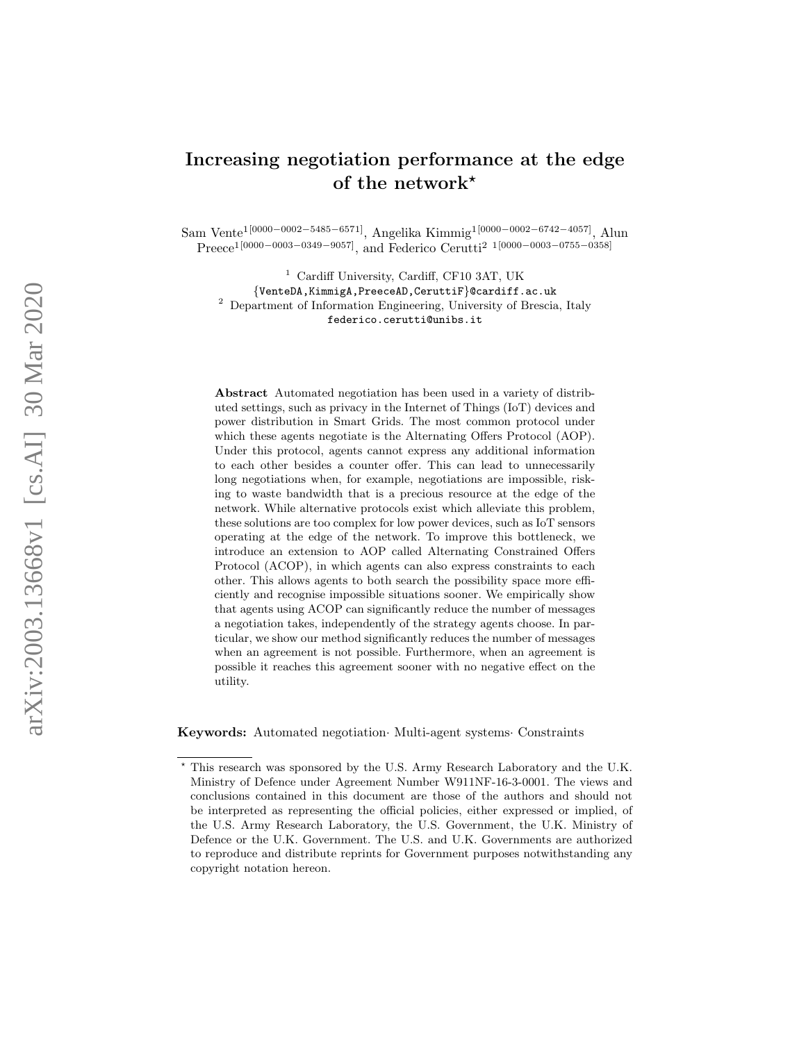# Increasing negotiation performance at the edge of the network*

Sam Vente[1][0000-0002-5485-6571], Angelika Kimmig[1][0000-0002-6742-4057], Alun Preece[1][0000-0003-0349-9057], and Federico Cerutti[2] [1][0000-0003-0755-0358]

[1] Cardiff University, Cardiff, CF10 3AT, UK
{VenteDA,KimmigA,PreeceAD,CeruttiF}@cardiff.ac.uk

[2] Department of Information Engineering, University of Brescia, Italy
federico.cerutti@unibs.it

**Abstract** Automated negotiation has been used in a variety of distributed settings, such as privacy in the Internet of Things (IoT) devices and power distribution in Smart Grids. The most common protocol under which these agents negotiate is the Alternating Offers Protocol (AOP). Under this protocol, agents cannot express any additional information to each other besides a counter offer. This can lead to unnecessarily long negotiations when, for example, negotiations are impossible, risking to waste bandwidth that is a precious resource at the edge of the network. While alternative protocols exist which alleviate this problem, these solutions are too complex for low power devices, such as IoT sensors operating at the edge of the network. To improve this bottleneck, we introduce an extension to AOP called Alternating Constrained Offers Protocol (ACOP), in which agents can also express constraints to each other. This allows agents to both search the possibility space more efficiently and recognise impossible situations sooner. We empirically show that agents using ACOP can significantly reduce the number of messages a negotiation takes, independently of the strategy agents choose. In particular, we show our method significantly reduces the number of messages when an agreement is not possible. Furthermore, when an agreement is possible it reaches this agreement sooner with no negative effect on the utility.

**Keywords:** Automated negotiation· Multi-agent systems· Constraints

* This research was sponsored by the U.S. Army Research Laboratory and the U.K. Ministry of Defence under Agreement Number W911NF-16-3-0001. The views and conclusions contained in this document are those of the authors and should not be interpreted as representing the official policies, either expressed or implied, of the U.S. Army Research Laboratory, the U.S. Government, the U.K. Ministry of Defence or the U.K. Government. The U.S. and U.K. Governments are authorized to reproduce and distribute reprints for Government purposes notwithstanding any copyright notation hereon.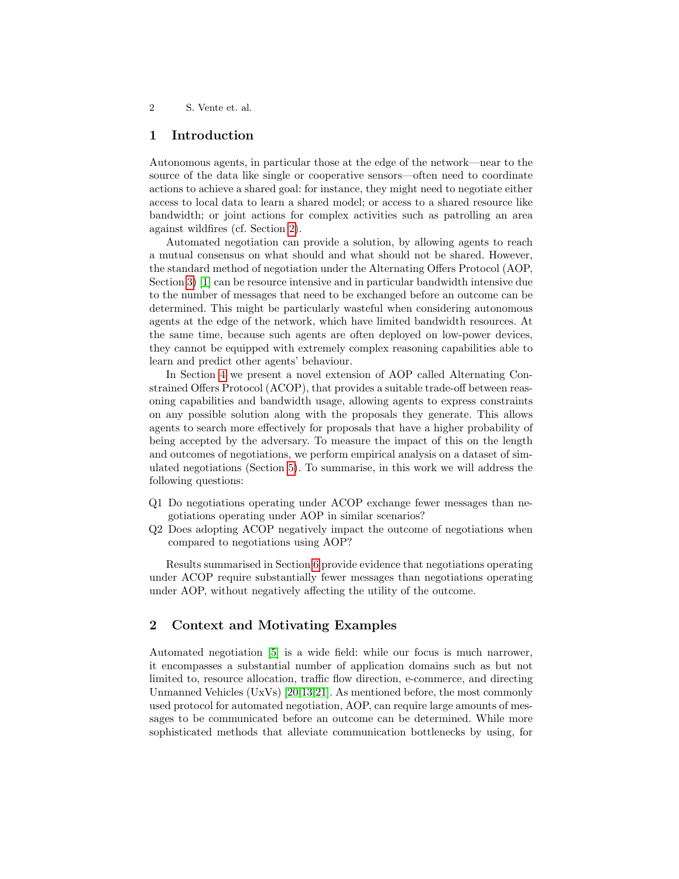## 1 Introduction

Autonomous agents, in particular those at the edge of the network—near to the source of the data like single or cooperative sensors—often need to coordinate actions to achieve a shared goal: for instance, they might need to negotiate either access to local data to learn a shared model; or access to a shared resource like bandwidth; or joint actions for complex activities such as patrolling an area against wildfires (cf. Section 2).

Automated negotiation can provide a solution, by allowing agents to reach a mutual consensus on what should and what should not be shared. However, the standard method of negotiation under the Alternating Offers Protocol (AOP, Section 3) [1] can be resource intensive and in particular bandwidth intensive due to the number of messages that need to be exchanged before an outcome can be determined. This might be particularly wasteful when considering autonomous agents at the edge of the network, which have limited bandwidth resources. At the same time, because such agents are often deployed on low-power devices, they cannot be equipped with extremely complex reasoning capabilities able to learn and predict other agents' behaviour.

In Section 4 we present a novel extension of AOP called Alternating Constrained Offers Protocol (ACOP), that provides a suitable trade-off between reasoning capabilities and bandwidth usage, allowing agents to express constraints on any possible solution along with the proposals they generate. This allows agents to search more effectively for proposals that have a higher probability of being accepted by the adversary. To measure the impact of this on the length and outcomes of negotiations, we perform empirical analysis on a dataset of simulated negotiations (Section 5). To summarise, in this work we will address the following questions:

- Q1 Do negotiations operating under ACOP exchange fewer messages than negotiations operating under AOP in similar scenarios?
- Q2 Does adopting ACOP negatively impact the outcome of negotiations when compared to negotiations using AOP?

Results summarised in Section 6 provide evidence that negotiations operating under ACOP require substantially fewer messages than negotiations operating under AOP, without negatively affecting the utility of the outcome.

## 2 Context and Motivating Examples

Automated negotiation [5] is a wide field: while our focus is much narrower, it encompasses a substantial number of application domains such as but not limited to, resource allocation, traffic flow direction, e-commerce, and directing Unmanned Vehicles (UxVs) [20,13,21]. As mentioned before, the most commonly used protocol for automated negotiation, AOP, can require large amounts of messages to be communicated before an outcome can be determined. While more sophisticated methods that alleviate communication bottlenecks by using, for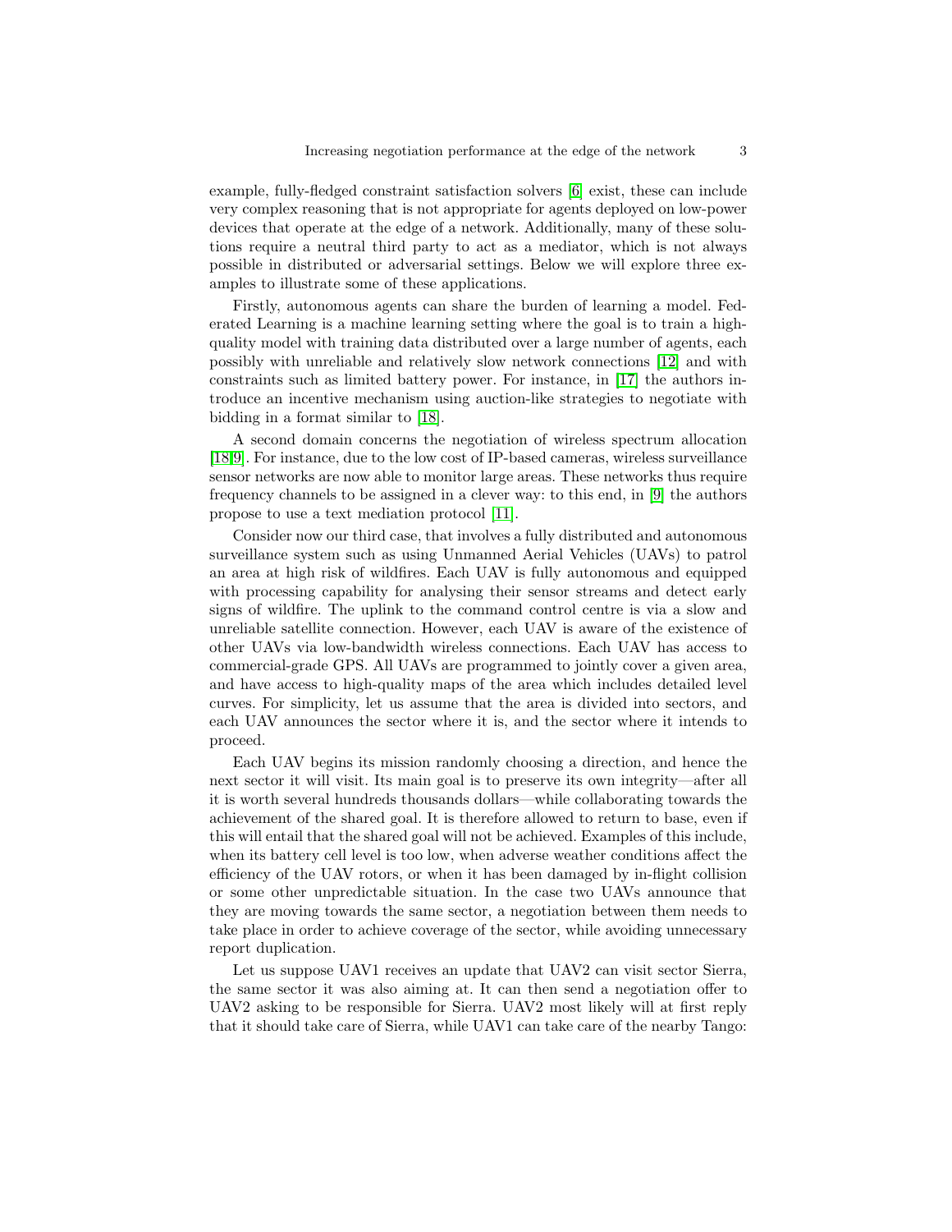example, fully-fledged constraint satisfaction solvers [6] exist, these can include very complex reasoning that is not appropriate for agents deployed on low-power devices that operate at the edge of a network. Additionally, many of these solutions require a neutral third party to act as a mediator, which is not always possible in distributed or adversarial settings. Below we will explore three examples to illustrate some of these applications.

Firstly, autonomous agents can share the burden of learning a model. Federated Learning is a machine learning setting where the goal is to train a high-quality model with training data distributed over a large number of agents, each possibly with unreliable and relatively slow network connections [12] and with constraints such as limited battery power. For instance, in [17] the authors introduce an incentive mechanism using auction-like strategies to negotiate with bidding in a format similar to [18].

A second domain concerns the negotiation of wireless spectrum allocation [18,9]. For instance, due to the low cost of IP-based cameras, wireless surveillance sensor networks are now able to monitor large areas. These networks thus require frequency channels to be assigned in a clever way: to this end, in [9] the authors propose to use a text mediation protocol [11].

Consider now our third case, that involves a fully distributed and autonomous surveillance system such as using Unmanned Aerial Vehicles (UAVs) to patrol an area at high risk of wildfires. Each UAV is fully autonomous and equipped with processing capability for analysing their sensor streams and detect early signs of wildfire. The uplink to the command control centre is via a slow and unreliable satellite connection. However, each UAV is aware of the existence of other UAVs via low-bandwidth wireless connections. Each UAV has access to commercial-grade GPS. All UAVs are programmed to jointly cover a given area, and have access to high-quality maps of the area which includes detailed level curves. For simplicity, let us assume that the area is divided into sectors, and each UAV announces the sector where it is, and the sector where it intends to proceed.

Each UAV begins its mission randomly choosing a direction, and hence the next sector it will visit. Its main goal is to preserve its own integrity—after all it is worth several hundreds thousands dollars—while collaborating towards the achievement of the shared goal. It is therefore allowed to return to base, even if this will entail that the shared goal will not be achieved. Examples of this include, when its battery cell level is too low, when adverse weather conditions affect the efficiency of the UAV rotors, or when it has been damaged by in-flight collision or some other unpredictable situation. In the case two UAVs announce that they are moving towards the same sector, a negotiation between them needs to take place in order to achieve coverage of the sector, while avoiding unnecessary report duplication.

Let us suppose UAV1 receives an update that UAV2 can visit sector Sierra, the same sector it was also aiming at. It can then send a negotiation offer to UAV2 asking to be responsible for Sierra. UAV2 most likely will at first reply that it should take care of Sierra, while UAV1 can take care of the nearby Tango: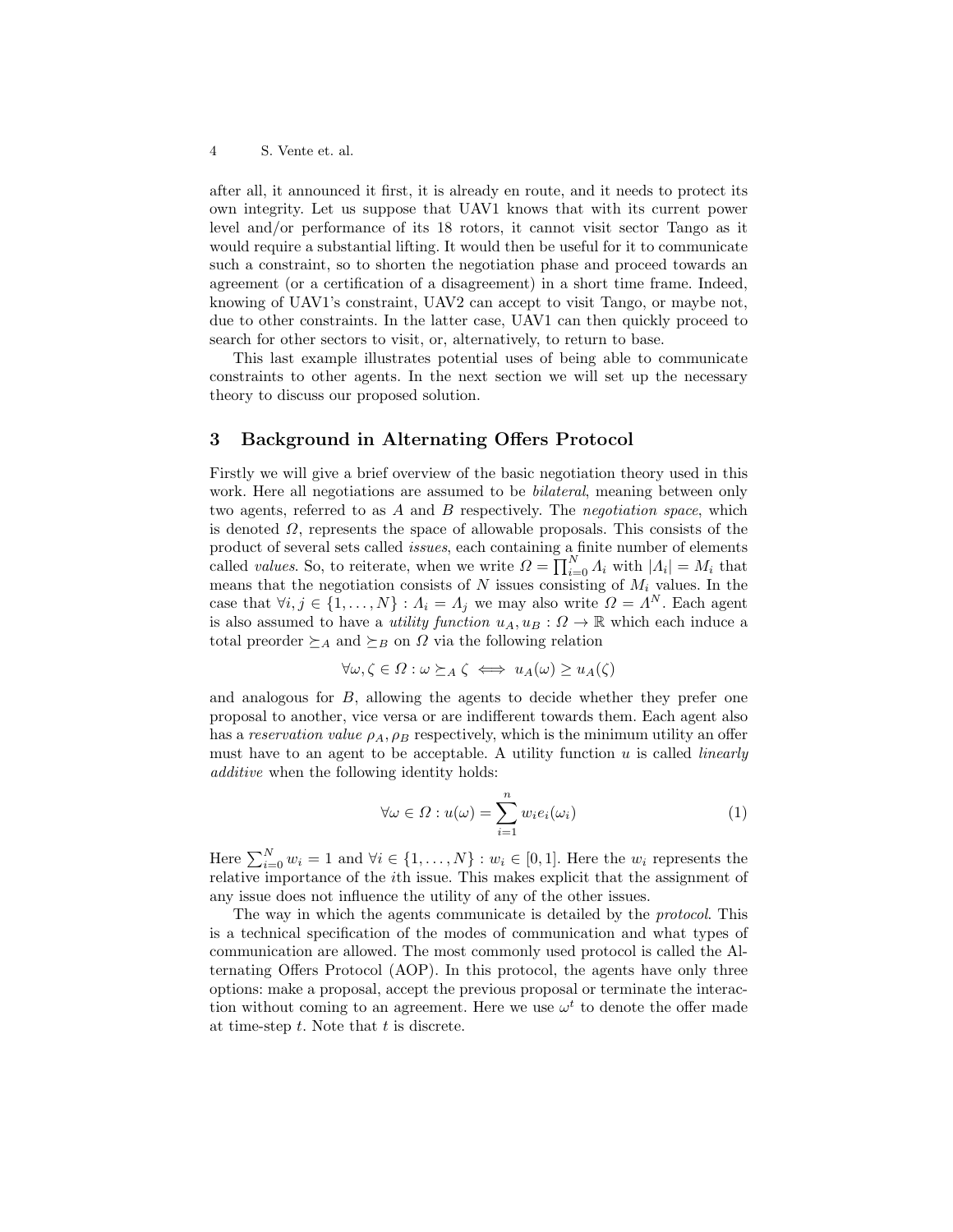after all, it announced it first, it is already en route, and it needs to protect its own integrity. Let us suppose that UAV1 knows that with its current power level and/or performance of its 18 rotors, it cannot visit sector Tango as it would require a substantial lifting. It would then be useful for it to communicate such a constraint, so to shorten the negotiation phase and proceed towards an agreement (or a certification of a disagreement) in a short time frame. Indeed, knowing of UAV1's constraint, UAV2 can accept to visit Tango, or maybe not, due to other constraints. In the latter case, UAV1 can then quickly proceed to search for other sectors to visit, or, alternatively, to return to base.

This last example illustrates potential uses of being able to communicate constraints to other agents. In the next section we will set up the necessary theory to discuss our proposed solution.

## 3 Background in Alternating Offers Protocol

Firstly we will give a brief overview of the basic negotiation theory used in this work. Here all negotiations are assumed to be *bilateral*, meaning between only two agents, referred to as $A$ and $B$ respectively. The *negotiation space*, which is denoted $\Omega$, represents the space of allowable proposals. This consists of the product of several sets called *issues*, each containing a finite number of elements called *values*. So, to reiterate, when we write $\Omega = \prod_{i=0}^{N} \Lambda_i$ with $|\Lambda_i| = M_i$ that means that the negotiation consists of $N$ issues consisting of $M_i$ values. In the case that $\forall i, j \in \{1, \ldots, N\} : \Lambda_i = \Lambda_j$ we may also write $\Omega = \Lambda^N$. Each agent is also assumed to have a *utility function* $u_A, u_B : \Omega \to \mathbb{R}$ which each induce a total preorder $\succeq_A$ and $\succeq_B$ on $\Omega$ via the following relation

$$\forall \omega, \zeta \in \Omega : \omega \succeq_A \zeta \iff u_A(\omega) \geq u_A(\zeta)$$

and analogous for $B$, allowing the agents to decide whether they prefer one proposal to another, vice versa or are indifferent towards them. Each agent also has a *reservation value* $\rho_A, \rho_B$ respectively, which is the minimum utility an offer must have to an agent to be acceptable. A utility function $u$ is called *linearly additive* when the following identity holds:

$$\forall \omega \in \Omega : u(\omega) = \sum_{i=1}^{n} w_i e_i(\omega_i) \tag{1}$$

Here $\sum_{i=0}^{N} w_i = 1$ and $\forall i \in \{1, \ldots, N\} : w_i \in [0, 1]$. Here the $w_i$ represents the relative importance of the $i$th issue. This makes explicit that the assignment of any issue does not influence the utility of any of the other issues.

The way in which the agents communicate is detailed by the *protocol*. This is a technical specification of the modes of communication and what types of communication are allowed. The most commonly used protocol is called the Alternating Offers Protocol (AOP). In this protocol, the agents have only three options: make a proposal, accept the previous proposal or terminate the interaction without coming to an agreement. Here we use $\omega^t$ to denote the offer made at time-step $t$. Note that $t$ is discrete.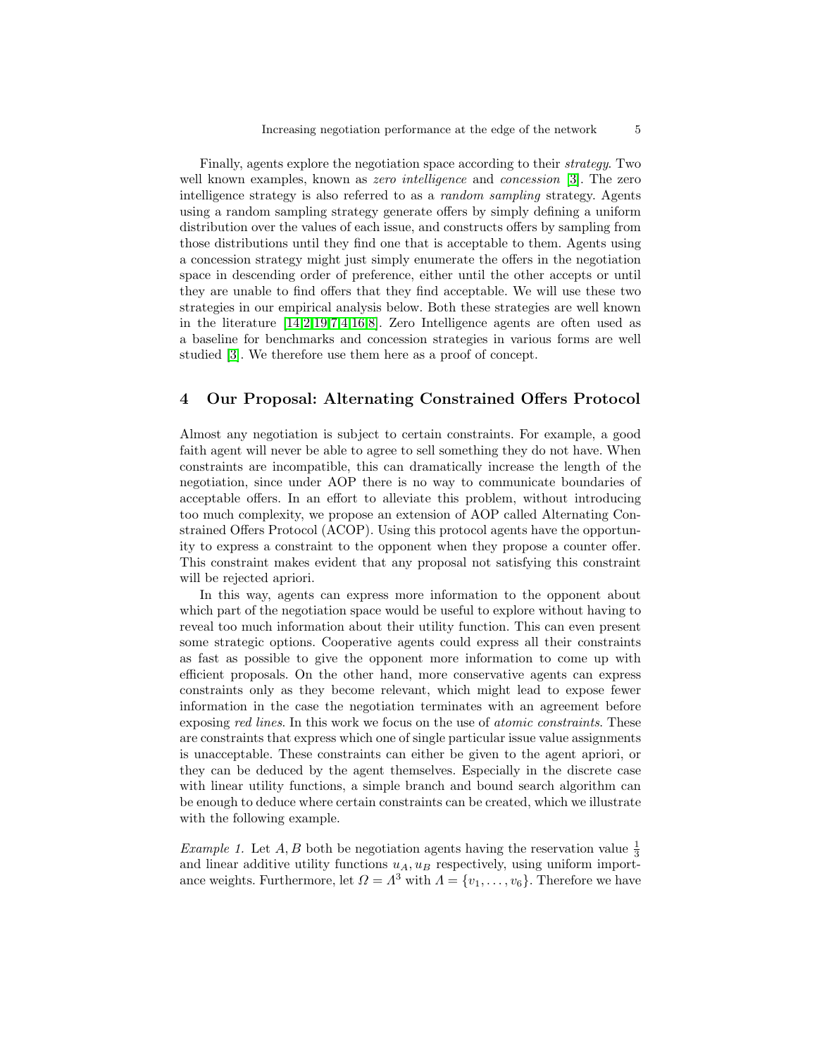Finally, agents explore the negotiation space according to their *strategy*. Two well known examples, known as *zero intelligence* and *concession* [3]. The zero intelligence strategy is also referred to as a *random sampling* strategy. Agents using a random sampling strategy generate offers by simply defining a uniform distribution over the values of each issue, and constructs offers by sampling from those distributions until they find one that is acceptable to them. Agents using a concession strategy might just simply enumerate the offers in the negotiation space in descending order of preference, either until the other accepts or until they are unable to find offers that they find acceptable. We will use these two strategies in our empirical analysis below. Both these strategies are well known in the literature [14,2,19,7,4,16,8]. Zero Intelligence agents are often used as a baseline for benchmarks and concession strategies in various forms are well studied [3]. We therefore use them here as a proof of concept.

## 4 Our Proposal: Alternating Constrained Offers Protocol

Almost any negotiation is subject to certain constraints. For example, a good faith agent will never be able to agree to sell something they do not have. When constraints are incompatible, this can dramatically increase the length of the negotiation, since under AOP there is no way to communicate boundaries of acceptable offers. In an effort to alleviate this problem, without introducing too much complexity, we propose an extension of AOP called Alternating Constrained Offers Protocol (ACOP). Using this protocol agents have the opportunity to express a constraint to the opponent when they propose a counter offer. This constraint makes evident that any proposal not satisfying this constraint will be rejected apriori.

In this way, agents can express more information to the opponent about which part of the negotiation space would be useful to explore without having to reveal too much information about their utility function. This can even present some strategic options. Cooperative agents could express all their constraints as fast as possible to give the opponent more information to come up with efficient proposals. On the other hand, more conservative agents can express constraints only as they become relevant, which might lead to expose fewer information in the case the negotiation terminates with an agreement before exposing *red lines*. In this work we focus on the use of *atomic constraints*. These are constraints that express which one of single particular issue value assignments is unacceptable. These constraints can either be given to the agent apriori, or they can be deduced by the agent themselves. Especially in the discrete case with linear utility functions, a simple branch and bound search algorithm can be enough to deduce where certain constraints can be created, which we illustrate with the following example.

*Example 1.* Let $A, B$ both be negotiation agents having the reservation value $\frac{1}{3}$ and linear additive utility functions $u_A, u_B$ respectively, using uniform importance weights. Furthermore, let $\Omega = \Lambda^3$ with $\Lambda = \{v_1, \ldots, v_6\}$. Therefore we have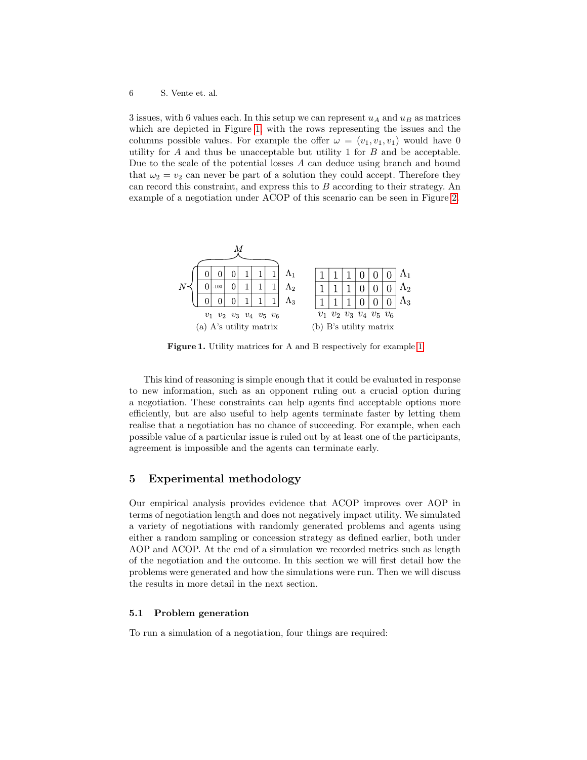3 issues, with 6 values each. In this setup we can represent $u_A$ and $u_B$ as matrices which are depicted in Figure 1, with the rows representing the issues and the columns possible values. For example the offer $\omega = (v_1, v_1, v_1)$ would have 0 utility for $A$ and thus be unacceptable but utility 1 for $B$ and be acceptable. Due to the scale of the potential losses $A$ can deduce using branch and bound that $\omega_2 = v_2$ can never be part of a solution they could accept. Therefore they can record this constraint, and express this to $B$ according to their strategy. An example of a negotiation under ACOP of this scenario can be seen in Figure 2.

(a) A's utility matrix ($N$ rows × $M$ columns)

| | $v_1$ | $v_2$ | $v_3$ | $v_4$ | $v_5$ | $v_6$ |
|---|---|---|---|---|---|---|
| $\Lambda_1$ | 0 | 0 | 0 | 1 | 1 | 1 |
| $\Lambda_2$ | 0 | -100 | 0 | 1 | 1 | 1 |
| $\Lambda_3$ | 0 | 0 | 0 | 1 | 1 | 1 |

(b) B's utility matrix

| | $v_1$ | $v_2$ | $v_3$ | $v_4$ | $v_5$ | $v_6$ |
|---|---|---|---|---|---|---|
| $\Lambda_1$ | 1 | 1 | 1 | 0 | 0 | 0 |
| $\Lambda_2$ | 1 | 1 | 1 | 0 | 0 | 0 |
| $\Lambda_3$ | 1 | 1 | 1 | 0 | 0 | 0 |

**Figure 1.** Utility matrices for A and B respectively for example 1

This kind of reasoning is simple enough that it could be evaluated in response to new information, such as an opponent ruling out a crucial option during a negotiation. These constraints can help agents find acceptable options more efficiently, but are also useful to help agents terminate faster by letting them realise that a negotiation has no chance of succeeding. For example, when each possible value of a particular issue is ruled out by at least one of the participants, agreement is impossible and the agents can terminate early.

## 5 Experimental methodology

Our empirical analysis provides evidence that ACOP improves over AOP in terms of negotiation length and does not negatively impact utility. We simulated a variety of negotiations with randomly generated problems and agents using either a random sampling or concession strategy as defined earlier, both under AOP and ACOP. At the end of a simulation we recorded metrics such as length of the negotiation and the outcome. In this section we will first detail how the problems were generated and how the simulations were run. Then we will discuss the results in more detail in the next section.

### 5.1 Problem generation

To run a simulation of a negotiation, four things are required: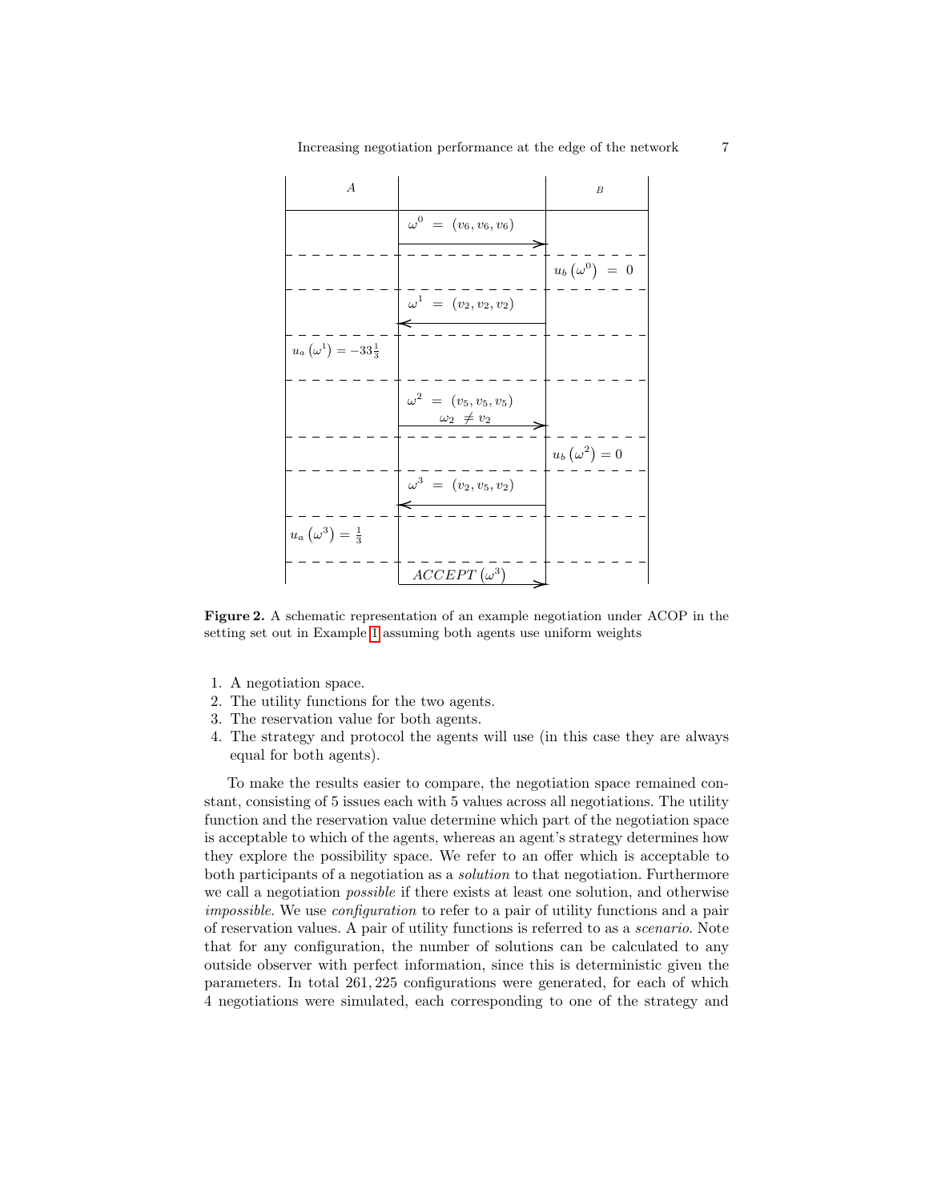| A | | B |
|---|---|---|
| | $\omega^0 = (v_6, v_6, v_6)$ → | |
| | | $u_b(\omega^0) = 0$ |
| | ← $\omega^1 = (v_2, v_2, v_2)$ | |
| $u_a(\omega^1) = -33\frac{1}{3}$ | | |
| | $\omega^2 = (v_5, v_5, v_5)$ $\omega_2 \neq v_2$ → | |
| | | $u_b(\omega^2) = 0$ |
| | ← $\omega^3 = (v_2, v_5, v_2)$ | |
| $u_a(\omega^3) = \frac{1}{3}$ | | |
| | $ACCEPT(\omega^3)$ → | |

**Figure 2.** A schematic representation of an example negotiation under ACOP in the setting set out in Example 1 assuming both agents use uniform weights

1. A negotiation space.
2. The utility functions for the two agents.
3. The reservation value for both agents.
4. The strategy and protocol the agents will use (in this case they are always equal for both agents).

To make the results easier to compare, the negotiation space remained constant, consisting of 5 issues each with 5 values across all negotiations. The utility function and the reservation value determine which part of the negotiation space is acceptable to which of the agents, whereas an agent's strategy determines how they explore the possibility space. We refer to an offer which is acceptable to both participants of a negotiation as a *solution* to that negotiation. Furthermore we call a negotiation *possible* if there exists at least one solution, and otherwise *impossible*. We use *configuration* to refer to a pair of utility functions and a pair of reservation values. A pair of utility functions is referred to as a *scenario*. Note that for any configuration, the number of solutions can be calculated to any outside observer with perfect information, since this is deterministic given the parameters. In total 261,225 configurations were generated, for each of which 4 negotiations were simulated, each corresponding to one of the strategy and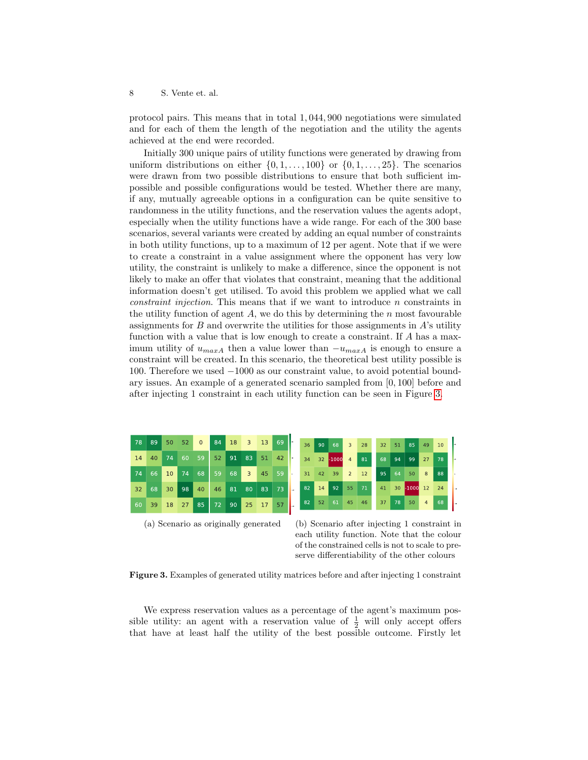protocol pairs. This means that in total 1,044,900 negotiations were simulated and for each of them the length of the negotiation and the utility the agents achieved at the end were recorded.

Initially 300 unique pairs of utility functions were generated by drawing from uniform distributions on either $\{0, 1, \ldots, 100\}$ or $\{0, 1, \ldots, 25\}$. The scenarios were drawn from two possible distributions to ensure that both sufficient impossible and possible configurations would be tested. Whether there are many, if any, mutually agreeable options in a configuration can be quite sensitive to randomness in the utility functions, and the reservation values the agents adopt, especially when the utility functions have a wide range. For each of the 300 base scenarios, several variants were created by adding an equal number of constraints in both utility functions, up to a maximum of 12 per agent. Note that if we were to create a constraint in a value assignment where the opponent has very low utility, the constraint is unlikely to make a difference, since the opponent is not likely to make an offer that violates that constraint, meaning that the additional information doesn't get utilised. To avoid this problem we applied what we call *constraint injection*. This means that if we want to introduce $n$ constraints in the utility function of agent $A$, we do this by determining the $n$ most favourable assignments for $B$ and overwrite the utilities for those assignments in $A$'s utility function with a value that is low enough to create a constraint. If $A$ has a maximum utility of $u_{maxA}$ then a value lower than $-u_{maxA}$ is enough to ensure a constraint will be created. In this scenario, the theoretical best utility possible is 100. Therefore we used $-1000$ as our constraint value, to avoid potential boundary issues. An example of a generated scenario sampled from $[0, 100]$ before and after injecting 1 constraint in each utility function can be seen in Figure 3.

| 78 | 89 | 50 | 52 | 0 | 84 | 18 | 3 | 13 | 69 |
|---|---|---|---|---|---|---|---|---|---|
| 14 | 40 | 74 | 60 | 59 | 52 | 91 | 83 | 51 | 42 |
| 74 | 66 | 10 | 74 | 68 | 59 | 68 | 3 | 45 | 59 |
| 32 | 68 | 30 | 98 | 40 | 46 | 81 | 80 | 83 | 73 |
| 60 | 39 | 18 | 27 | 85 | 72 | 90 | 25 | 17 | 57 |

(a) Scenario as originally generated

| 36 | 90 | 68 | 3 | 28 | 32 | 51 | 85 | 49 | 10 |
|---|---|---|---|---|---|---|---|---|---|
| 34 | 32 | -1000 | 4 | 81 | 68 | 94 | 99 | 27 | 78 |
| 31 | 42 | 39 | 2 | 12 | 95 | 64 | 50 | 8 | 88 |
| 82 | 14 | 92 | 55 | 71 | 41 | 30 | -1000 | 12 | 24 |
| 82 | 52 | 61 | 45 | 46 | 37 | 78 | 50 | 4 | 68 |

(b) Scenario after injecting 1 constraint in each utility function. Note that the colour of the constrained cells is not to scale to preserve differentiability of the other colours

**Figure 3.** Examples of generated utility matrices before and after injecting 1 constraint

We express reservation values as a percentage of the agent's maximum possible utility: an agent with a reservation value of $\frac{1}{2}$ will only accept offers that have at least half the utility of the best possible outcome. Firstly let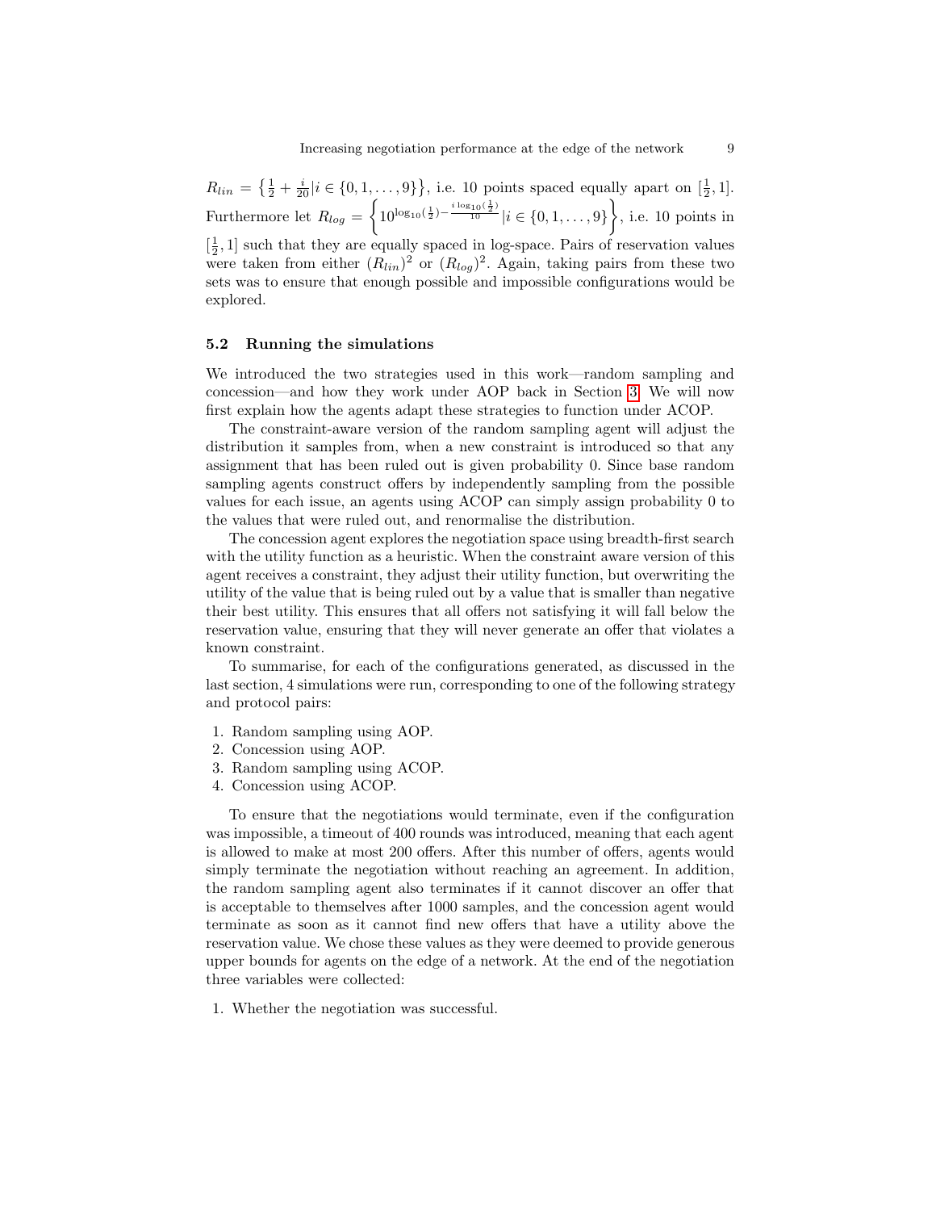$R_{lin} = \left\{\frac{1}{2} + \frac{i}{20} | i \in \{0, 1, \ldots, 9\}\right\}$, i.e. 10 points spaced equally apart on $[\frac{1}{2}, 1]$. Furthermore let $R_{log} = \left\{10^{\log_{10}(\frac{1}{2}) - \frac{i \log_{10}(\frac{1}{2})}{10}} | i \in \{0, 1, \ldots, 9\}\right\}$, i.e. 10 points in $[\frac{1}{2}, 1]$ such that they are equally spaced in log-space. Pairs of reservation values were taken from either $(R_{lin})^2$ or $(R_{log})^2$. Again, taking pairs from these two sets was to ensure that enough possible and impossible configurations would be explored.

### 5.2 Running the simulations

We introduced the two strategies used in this work—random sampling and concession—and how they work under AOP back in Section 3. We will now first explain how the agents adapt these strategies to function under ACOP.

The constraint-aware version of the random sampling agent will adjust the distribution it samples from, when a new constraint is introduced so that any assignment that has been ruled out is given probability 0. Since base random sampling agents construct offers by independently sampling from the possible values for each issue, an agents using ACOP can simply assign probability 0 to the values that were ruled out, and renormalise the distribution.

The concession agent explores the negotiation space using breadth-first search with the utility function as a heuristic. When the constraint aware version of this agent receives a constraint, they adjust their utility function, but overwriting the utility of the value that is being ruled out by a value that is smaller than negative their best utility. This ensures that all offers not satisfying it will fall below the reservation value, ensuring that they will never generate an offer that violates a known constraint.

To summarise, for each of the configurations generated, as discussed in the last section, 4 simulations were run, corresponding to one of the following strategy and protocol pairs:

1. Random sampling using AOP.
2. Concession using AOP.
3. Random sampling using ACOP.
4. Concession using ACOP.

To ensure that the negotiations would terminate, even if the configuration was impossible, a timeout of 400 rounds was introduced, meaning that each agent is allowed to make at most 200 offers. After this number of offers, agents would simply terminate the negotiation without reaching an agreement. In addition, the random sampling agent also terminates if it cannot discover an offer that is acceptable to themselves after 1000 samples, and the concession agent would terminate as soon as it cannot find new offers that have a utility above the reservation value. We chose these values as they were deemed to provide generous upper bounds for agents on the edge of a network. At the end of the negotiation three variables were collected:

1. Whether the negotiation was successful.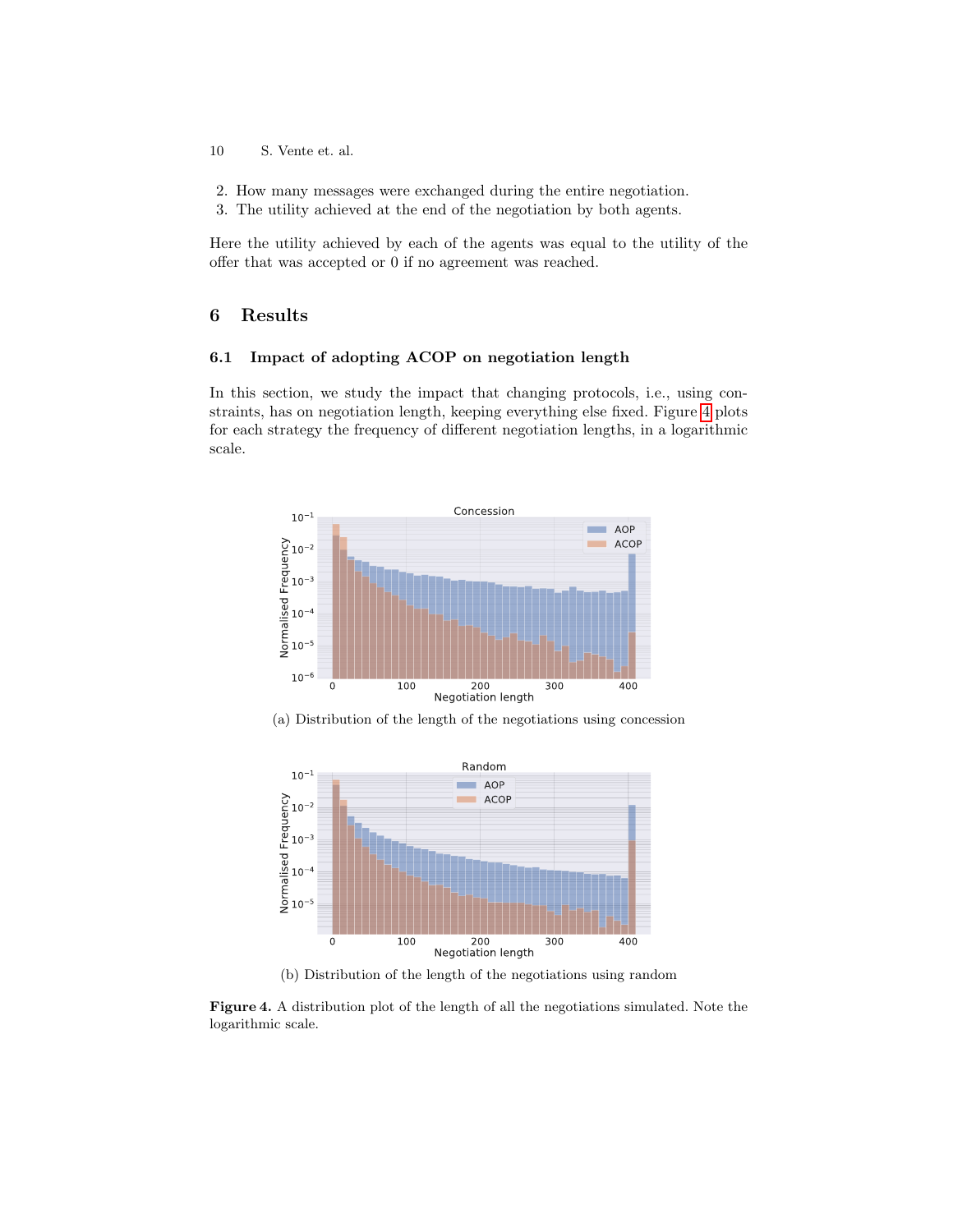2. How many messages were exchanged during the entire negotiation.
3. The utility achieved at the end of the negotiation by both agents.

Here the utility achieved by each of the agents was equal to the utility of the offer that was accepted or 0 if no agreement was reached.

## 6 Results

### 6.1 Impact of adopting ACOP on negotiation length

In this section, we study the impact that changing protocols, i.e., using constraints, has on negotiation length, keeping everything else fixed. Figure 4 plots for each strategy the frequency of different negotiation lengths, in a logarithmic scale.

(a) Distribution of the length of the negotiations using concession

(b) Distribution of the length of the negotiations using random

**Figure 4.** A distribution plot of the length of all the negotiations simulated. Note the logarithmic scale.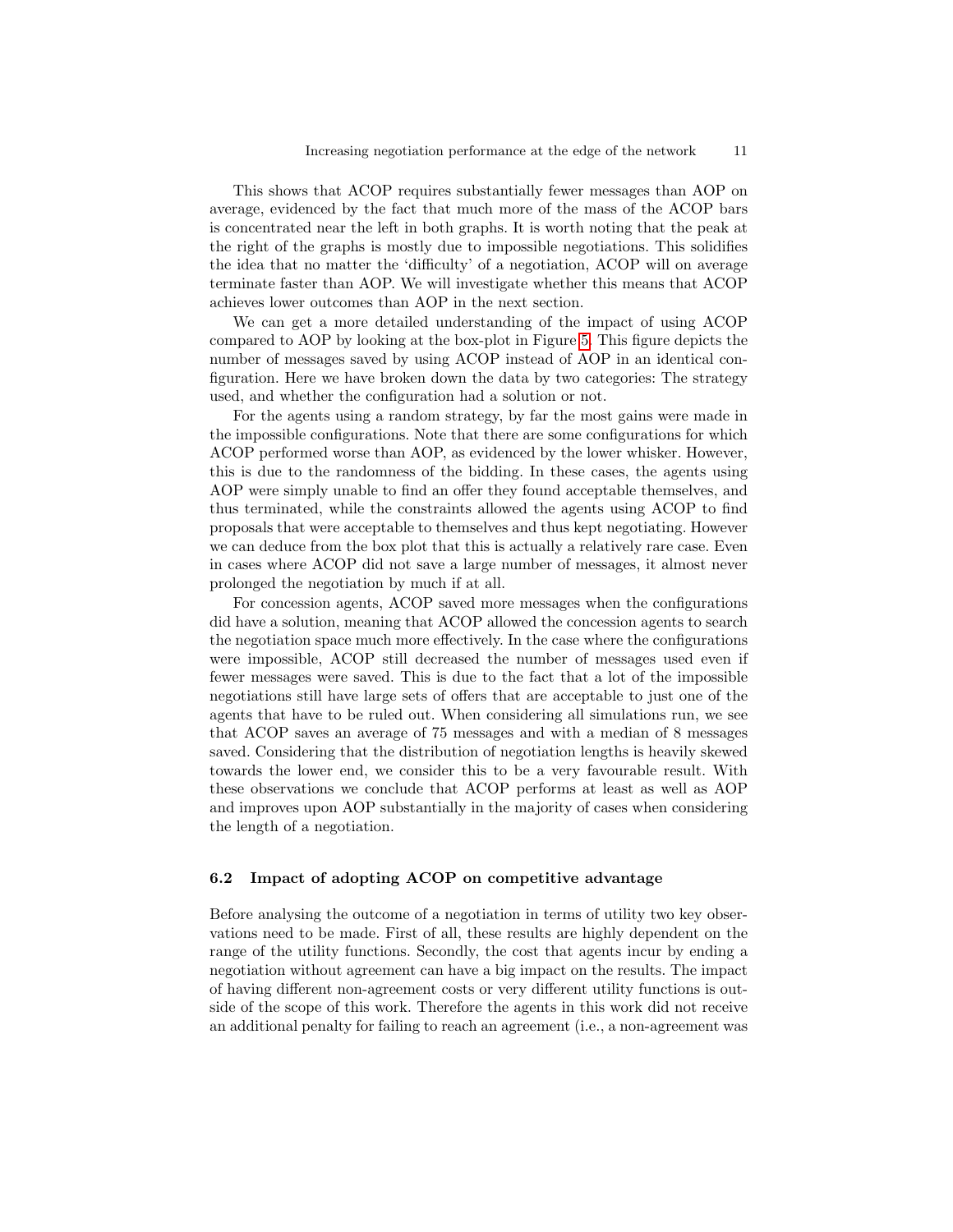This shows that ACOP requires substantially fewer messages than AOP on average, evidenced by the fact that much more of the mass of the ACOP bars is concentrated near the left in both graphs. It is worth noting that the peak at the right of the graphs is mostly due to impossible negotiations. This solidifies the idea that no matter the 'difficulty' of a negotiation, ACOP will on average terminate faster than AOP. We will investigate whether this means that ACOP achieves lower outcomes than AOP in the next section.

We can get a more detailed understanding of the impact of using ACOP compared to AOP by looking at the box-plot in Figure 5. This figure depicts the number of messages saved by using ACOP instead of AOP in an identical configuration. Here we have broken down the data by two categories: The strategy used, and whether the configuration had a solution or not.

For the agents using a random strategy, by far the most gains were made in the impossible configurations. Note that there are some configurations for which ACOP performed worse than AOP, as evidenced by the lower whisker. However, this is due to the randomness of the bidding. In these cases, the agents using AOP were simply unable to find an offer they found acceptable themselves, and thus terminated, while the constraints allowed the agents using ACOP to find proposals that were acceptable to themselves and thus kept negotiating. However we can deduce from the box plot that this is actually a relatively rare case. Even in cases where ACOP did not save a large number of messages, it almost never prolonged the negotiation by much if at all.

For concession agents, ACOP saved more messages when the configurations did have a solution, meaning that ACOP allowed the concession agents to search the negotiation space much more effectively. In the case where the configurations were impossible, ACOP still decreased the number of messages used even if fewer messages were saved. This is due to the fact that a lot of the impossible negotiations still have large sets of offers that are acceptable to just one of the agents that have to be ruled out. When considering all simulations run, we see that ACOP saves an average of 75 messages and with a median of 8 messages saved. Considering that the distribution of negotiation lengths is heavily skewed towards the lower end, we consider this to be a very favourable result. With these observations we conclude that ACOP performs at least as well as AOP and improves upon AOP substantially in the majority of cases when considering the length of a negotiation.

### 6.2 Impact of adopting ACOP on competitive advantage

Before analysing the outcome of a negotiation in terms of utility two key observations need to be made. First of all, these results are highly dependent on the range of the utility functions. Secondly, the cost that agents incur by ending a negotiation without agreement can have a big impact on the results. The impact of having different non-agreement costs or very different utility functions is outside of the scope of this work. Therefore the agents in this work did not receive an additional penalty for failing to reach an agreement (i.e., a non-agreement was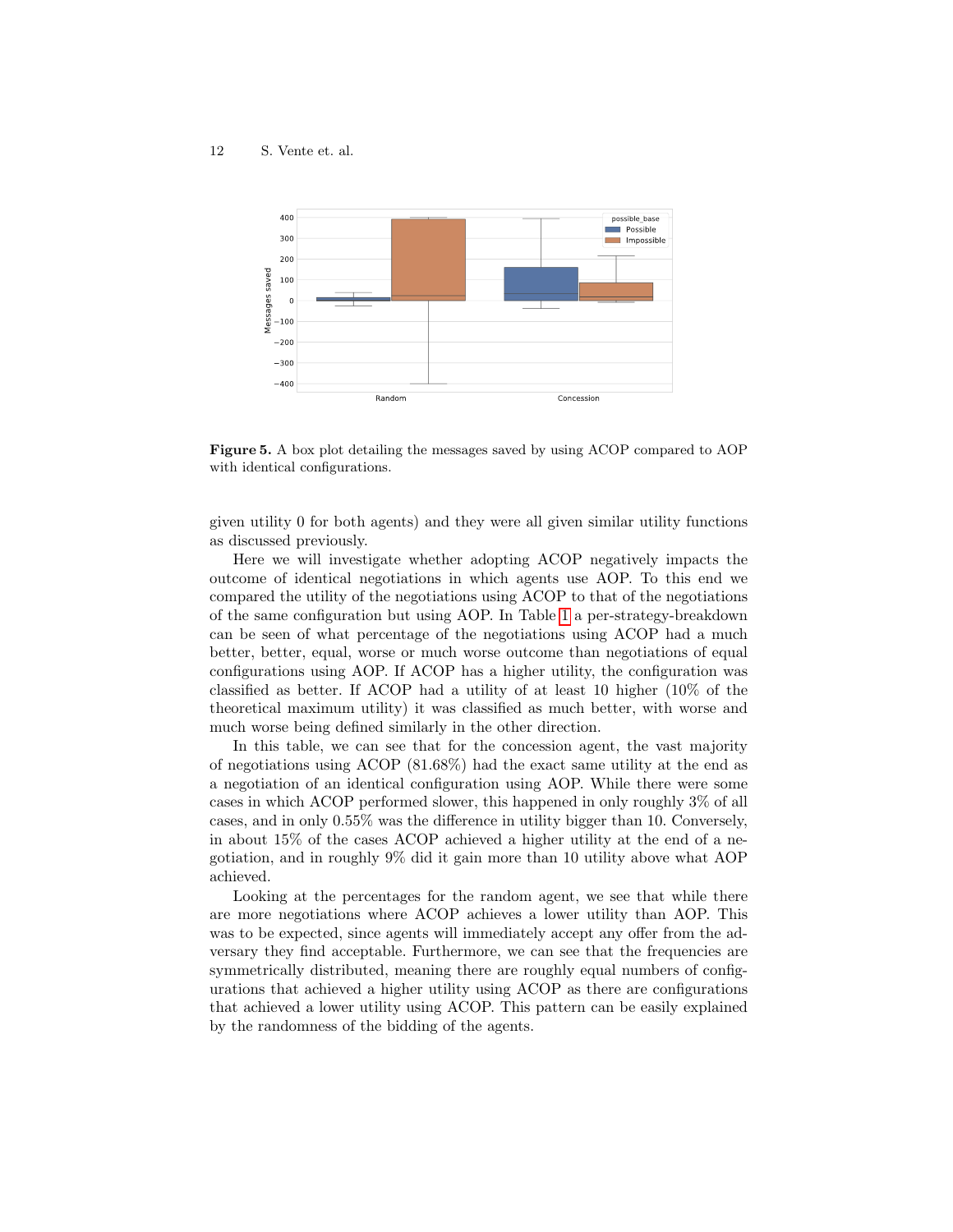**Figure 5.** A box plot detailing the messages saved by using ACOP compared to AOP with identical configurations.

given utility 0 for both agents) and they were all given similar utility functions as discussed previously.

Here we will investigate whether adopting ACOP negatively impacts the outcome of identical negotiations in which agents use AOP. To this end we compared the utility of the negotiations using ACOP to that of the negotiations of the same configuration but using AOP. In Table 1 a per-strategy-breakdown can be seen of what percentage of the negotiations using ACOP had a much better, better, equal, worse or much worse outcome than negotiations of equal configurations using AOP. If ACOP has a higher utility, the configuration was classified as better. If ACOP had a utility of at least 10 higher (10% of the theoretical maximum utility) it was classified as much better, with worse and much worse being defined similarly in the other direction.

In this table, we can see that for the concession agent, the vast majority of negotiations using ACOP (81.68%) had the exact same utility at the end as a negotiation of an identical configuration using AOP. While there were some cases in which ACOP performed slower, this happened in only roughly 3% of all cases, and in only 0.55% was the difference in utility bigger than 10. Conversely, in about 15% of the cases ACOP achieved a higher utility at the end of a negotiation, and in roughly 9% did it gain more than 10 utility above what AOP achieved.

Looking at the percentages for the random agent, we see that while there are more negotiations where ACOP achieves a lower utility than AOP. This was to be expected, since agents will immediately accept any offer from the adversary they find acceptable. Furthermore, we can see that the frequencies are symmetrically distributed, meaning there are roughly equal numbers of configurations that achieved a higher utility using ACOP as there are configurations that achieved a lower utility using ACOP. This pattern can be easily explained by the randomness of the bidding of the agents.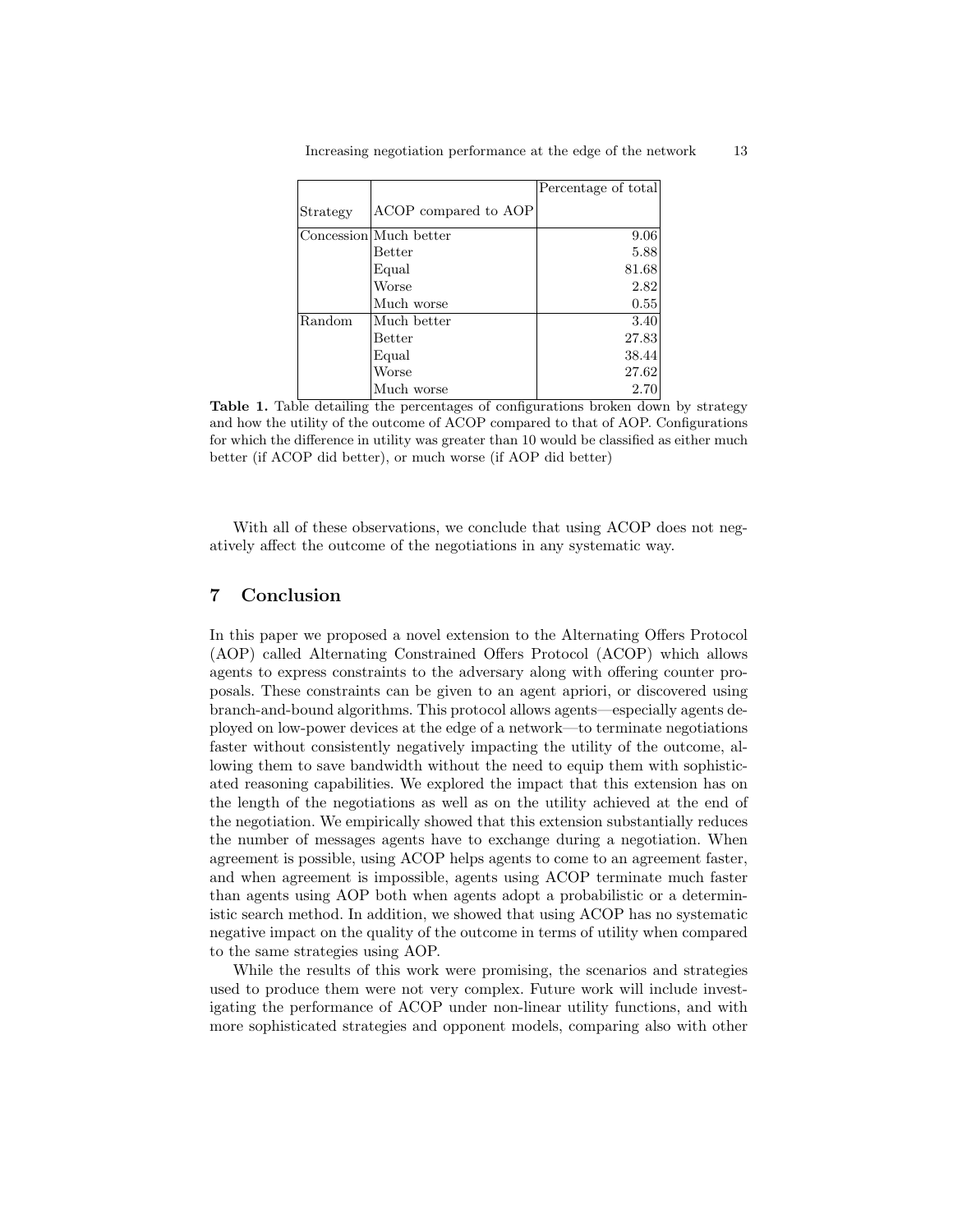| Strategy | ACOP compared to AOP | Percentage of total |
|---|---|---|
| Concession | Much better | 9.06 |
| | Better | 5.88 |
| | Equal | 81.68 |
| | Worse | 2.82 |
| | Much worse | 0.55 |
| Random | Much better | 3.40 |
| | Better | 27.83 |
| | Equal | 38.44 |
| | Worse | 27.62 |
| | Much worse | 2.70 |

**Table 1.** Table detailing the percentages of configurations broken down by strategy and how the utility of the outcome of ACOP compared to that of AOP. Configurations for which the difference in utility was greater than 10 would be classified as either much better (if ACOP did better), or much worse (if AOP did better)

With all of these observations, we conclude that using ACOP does not negatively affect the outcome of the negotiations in any systematic way.

## 7 Conclusion

In this paper we proposed a novel extension to the Alternating Offers Protocol (AOP) called Alternating Constrained Offers Protocol (ACOP) which allows agents to express constraints to the adversary along with offering counter proposals. These constraints can be given to an agent apriori, or discovered using branch-and-bound algorithms. This protocol allows agents—especially agents deployed on low-power devices at the edge of a network—to terminate negotiations faster without consistently negatively impacting the utility of the outcome, allowing them to save bandwidth without the need to equip them with sophisticated reasoning capabilities. We explored the impact that this extension has on the length of the negotiations as well as on the utility achieved at the end of the negotiation. We empirically showed that this extension substantially reduces the number of messages agents have to exchange during a negotiation. When agreement is possible, using ACOP helps agents to come to an agreement faster, and when agreement is impossible, agents using ACOP terminate much faster than agents using AOP both when agents adopt a probabilistic or a deterministic search method. In addition, we showed that using ACOP has no systematic negative impact on the quality of the outcome in terms of utility when compared to the same strategies using AOP.

While the results of this work were promising, the scenarios and strategies used to produce them were not very complex. Future work will include investigating the performance of ACOP under non-linear utility functions, and with more sophisticated strategies and opponent models, comparing also with other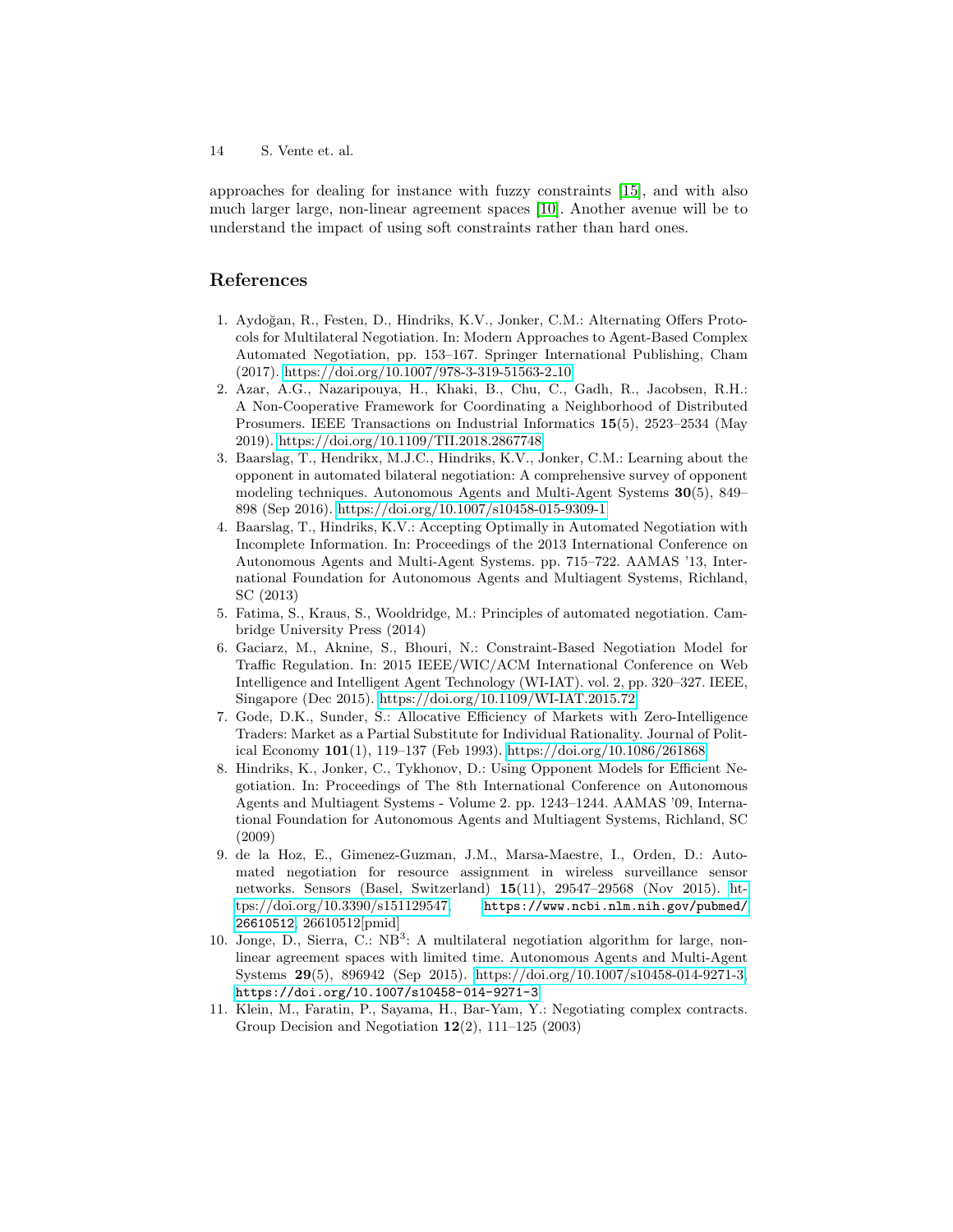approaches for dealing for instance with fuzzy constraints [15], and with also much larger large, non-linear agreement spaces [10]. Another avenue will be to understand the impact of using soft constraints rather than hard ones.

## References

1. Aydoğan, R., Festen, D., Hindriks, K.V., Jonker, C.M.: Alternating Offers Protocols for Multilateral Negotiation. In: Modern Approaches to Agent-Based Complex Automated Negotiation, pp. 153–167. Springer International Publishing, Cham (2017). https://doi.org/10.1007/978-3-319-51563-2_10
2. Azar, A.G., Nazaripouya, H., Khaki, B., Chu, C., Gadh, R., Jacobsen, R.H.: A Non-Cooperative Framework for Coordinating a Neighborhood of Distributed Prosumers. IEEE Transactions on Industrial Informatics **15**(5), 2523–2534 (May 2019). https://doi.org/10.1109/TII.2018.2867748
3. Baarslag, T., Hendrikx, M.J.C., Hindriks, K.V., Jonker, C.M.: Learning about the opponent in automated bilateral negotiation: A comprehensive survey of opponent modeling techniques. Autonomous Agents and Multi-Agent Systems **30**(5), 849–898 (Sep 2016). https://doi.org/10.1007/s10458-015-9309-1
4. Baarslag, T., Hindriks, K.V.: Accepting Optimally in Automated Negotiation with Incomplete Information. In: Proceedings of the 2013 International Conference on Autonomous Agents and Multi-Agent Systems. pp. 715–722. AAMAS '13, International Foundation for Autonomous Agents and Multiagent Systems, Richland, SC (2013)
5. Fatima, S., Kraus, S., Wooldridge, M.: Principles of automated negotiation. Cambridge University Press (2014)
6. Gaciarz, M., Aknine, S., Bhouri, N.: Constraint-Based Negotiation Model for Traffic Regulation. In: 2015 IEEE/WIC/ACM International Conference on Web Intelligence and Intelligent Agent Technology (WI-IAT). vol. 2, pp. 320–327. IEEE, Singapore (Dec 2015). https://doi.org/10.1109/WI-IAT.2015.72
7. Gode, D.K., Sunder, S.: Allocative Efficiency of Markets with Zero-Intelligence Traders: Market as a Partial Substitute for Individual Rationality. Journal of Political Economy **101**(1), 119–137 (Feb 1993). https://doi.org/10.1086/261868
8. Hindriks, K., Jonker, C., Tykhonov, D.: Using Opponent Models for Efficient Negotiation. In: Proceedings of The 8th International Conference on Autonomous Agents and Multiagent Systems - Volume 2. pp. 1243–1244. AAMAS '09, International Foundation for Autonomous Agents and Multiagent Systems, Richland, SC (2009)
9. de la Hoz, E., Gimenez-Guzman, J.M., Marsa-Maestre, I., Orden, D.: Automated negotiation for resource assignment in wireless surveillance sensor networks. Sensors (Basel, Switzerland) **15**(11), 29547–29568 (Nov 2015). https://doi.org/10.3390/s151129547, https://www.ncbi.nlm.nih.gov/pubmed/26610512, 26610512[pmid]
10. Jonge, D., Sierra, C.: NB$^3$: A multilateral negotiation algorithm for large, non-linear agreement spaces with limited time. Autonomous Agents and Multi-Agent Systems **29**(5), 896942 (Sep 2015). https://doi.org/10.1007/s10458-014-9271-3, https://doi.org/10.1007/s10458-014-9271-3
11. Klein, M., Faratin, P., Sayama, H., Bar-Yam, Y.: Negotiating complex contracts. Group Decision and Negotiation **12**(2), 111–125 (2003)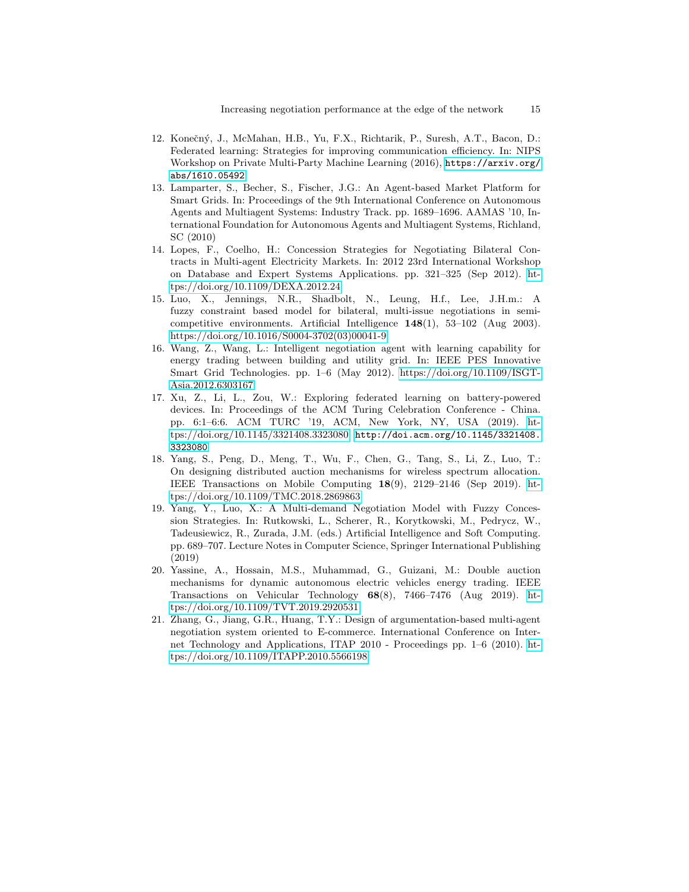12. Konečný, J., McMahan, H.B., Yu, F.X., Richtarik, P., Suresh, A.T., Bacon, D.: Federated learning: Strategies for improving communication efficiency. In: NIPS Workshop on Private Multi-Party Machine Learning (2016), https://arxiv.org/abs/1610.05492
13. Lamparter, S., Becher, S., Fischer, J.G.: An Agent-based Market Platform for Smart Grids. In: Proceedings of the 9th International Conference on Autonomous Agents and Multiagent Systems: Industry Track. pp. 1689–1696. AAMAS '10, International Foundation for Autonomous Agents and Multiagent Systems, Richland, SC (2010)
14. Lopes, F., Coelho, H.: Concession Strategies for Negotiating Bilateral Contracts in Multi-agent Electricity Markets. In: 2012 23rd International Workshop on Database and Expert Systems Applications. pp. 321–325 (Sep 2012). https://doi.org/10.1109/DEXA.2012.24
15. Luo, X., Jennings, N.R., Shadbolt, N., Leung, H.f., Lee, J.H.m.: A fuzzy constraint based model for bilateral, multi-issue negotiations in semi-competitive environments. Artificial Intelligence **148**(1), 53–102 (Aug 2003). https://doi.org/10.1016/S0004-3702(03)00041-9
16. Wang, Z., Wang, L.: Intelligent negotiation agent with learning capability for energy trading between building and utility grid. In: IEEE PES Innovative Smart Grid Technologies. pp. 1–6 (May 2012). https://doi.org/10.1109/ISGT-Asia.2012.6303167
17. Xu, Z., Li, L., Zou, W.: Exploring federated learning on battery-powered devices. In: Proceedings of the ACM Turing Celebration Conference - China. pp. 6:1–6:6. ACM TURC '19, ACM, New York, NY, USA (2019). https://doi.org/10.1145/3321408.3323080, http://doi.acm.org/10.1145/3321408.3323080
18. Yang, S., Peng, D., Meng, T., Wu, F., Chen, G., Tang, S., Li, Z., Luo, T.: On designing distributed auction mechanisms for wireless spectrum allocation. IEEE Transactions on Mobile Computing **18**(9), 2129–2146 (Sep 2019). https://doi.org/10.1109/TMC.2018.2869863
19. Yang, Y., Luo, X.: A Multi-demand Negotiation Model with Fuzzy Concession Strategies. In: Rutkowski, L., Scherer, R., Korytkowski, M., Pedrycz, W., Tadeusiewicz, R., Zurada, J.M. (eds.) Artificial Intelligence and Soft Computing. pp. 689–707. Lecture Notes in Computer Science, Springer International Publishing (2019)
20. Yassine, A., Hossain, M.S., Muhammad, G., Guizani, M.: Double auction mechanisms for dynamic autonomous electric vehicles energy trading. IEEE Transactions on Vehicular Technology **68**(8), 7466–7476 (Aug 2019). https://doi.org/10.1109/TVT.2019.2920531
21. Zhang, G., Jiang, G.R., Huang, T.Y.: Design of argumentation-based multi-agent negotiation system oriented to E-commerce. International Conference on Internet Technology and Applications, ITAP 2010 - Proceedings pp. 1–6 (2010). https://doi.org/10.1109/ITAPP.2010.5566198